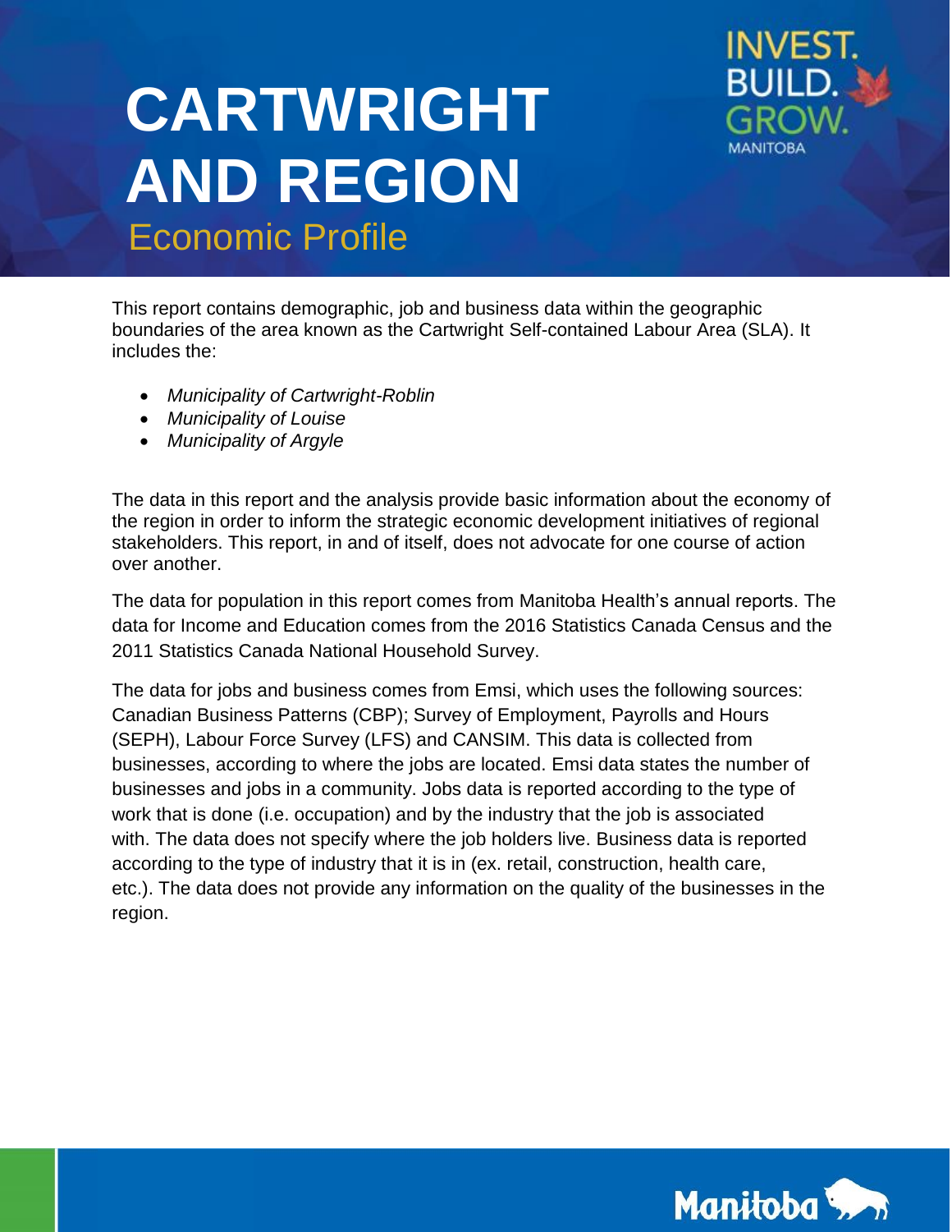# CARTWRIGHT AND REGION

## Economic Profile

INVEST. BUILD. GROW. MANITOBA

This report contains demographic, job and business data within the geographic boundaries of the area known as the Cartwright Self-contained Labour Area (SLA). It includes the:

- *Municipality of Cartwright-Roblin*
- *Municipality of Louise*
- *Municipality of Argyle*

The data in this report and the analysis provide basic information about the economy of the region in order to inform the strategic economic development initiatives of regional stakeholders. This report, in and of itself, does not advocate for one course of action over another.

The data for population in this report comes from Manitoba Health's annual reports. The data for Income and Education comes from the 2016 Statistics Canada Census and the 2011 Statistics Canada National Household Survey.

The data for jobs and business comes from Emsi, which uses the following sources: Canadian Business Patterns (CBP); Survey of Employment, Payrolls and Hours (SEPH), Labour Force Survey (LFS) and CANSIM. This data is collected from businesses, according to where the jobs are located. Emsi data states the number of businesses and jobs in a community. Jobs data is reported according to the type of work that is done (i.e. occupation) and by the industry that the job is associated with. The data does not specify where the job holders live. Business data is reported according to the type of industry that it is in (ex. retail, construction, health care, etc.). The data does not provide any information on the quality of the businesses in the region.

Manitoba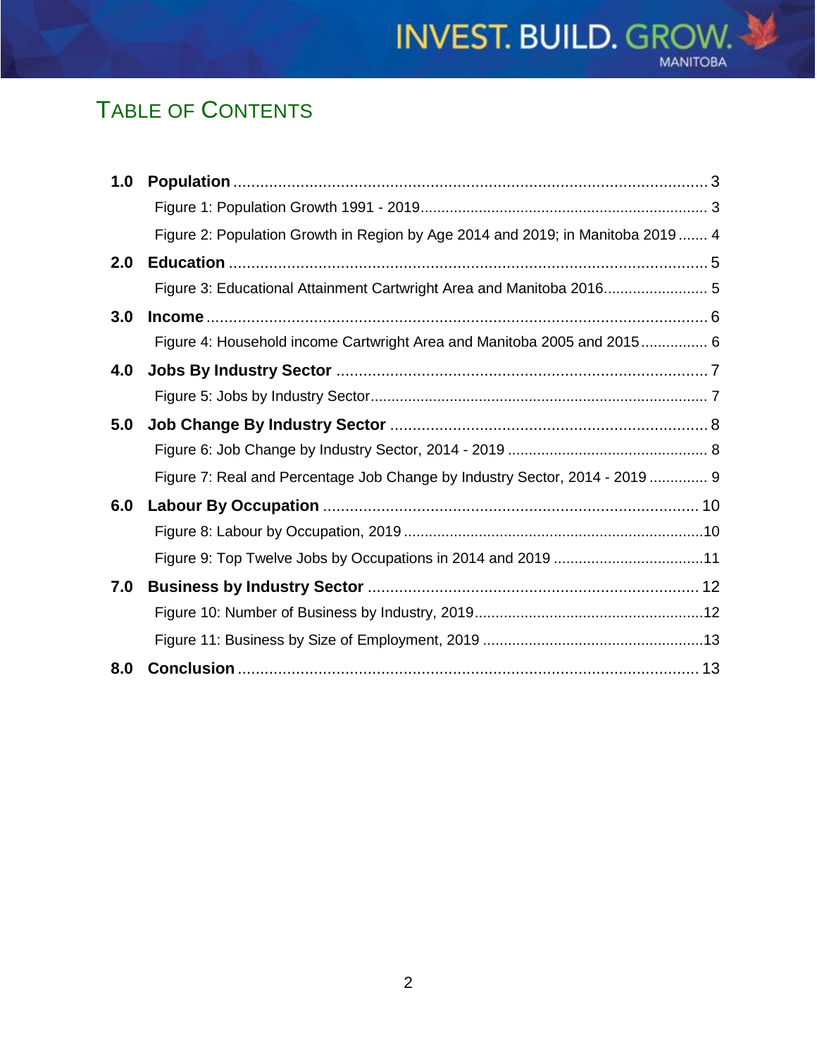# Table of Contents

**1.0 Population** .......... 3

Figure 1: Population Growth 1991 - 2019 .......... 3

Figure 2: Population Growth in Region by Age 2014 and 2019; in Manitoba 2019 .......... 4

**2.0 Education** .......... 5

Figure 3: Educational Attainment Cartwright Area and Manitoba 2016 .......... 5

**3.0 Income** .......... 6

Figure 4: Household income Cartwright Area and Manitoba 2005 and 2015 .......... 6

**4.0 Jobs By Industry Sector** .......... 7

Figure 5: Jobs by Industry Sector .......... 7

**5.0 Job Change By Industry Sector** .......... 8

Figure 6: Job Change by Industry Sector, 2014 - 2019 .......... 8

Figure 7: Real and Percentage Job Change by Industry Sector, 2014 - 2019 .......... 9

**6.0 Labour By Occupation** .......... 10

Figure 8: Labour by Occupation, 2019 .......... 10

Figure 9: Top Twelve Jobs by Occupations in 2014 and 2019 .......... 11

**7.0 Business by Industry Sector** .......... 12

Figure 10: Number of Business by Industry, 2019 .......... 12

Figure 11: Business by Size of Employment, 2019 .......... 13

**8.0 Conclusion** .......... 13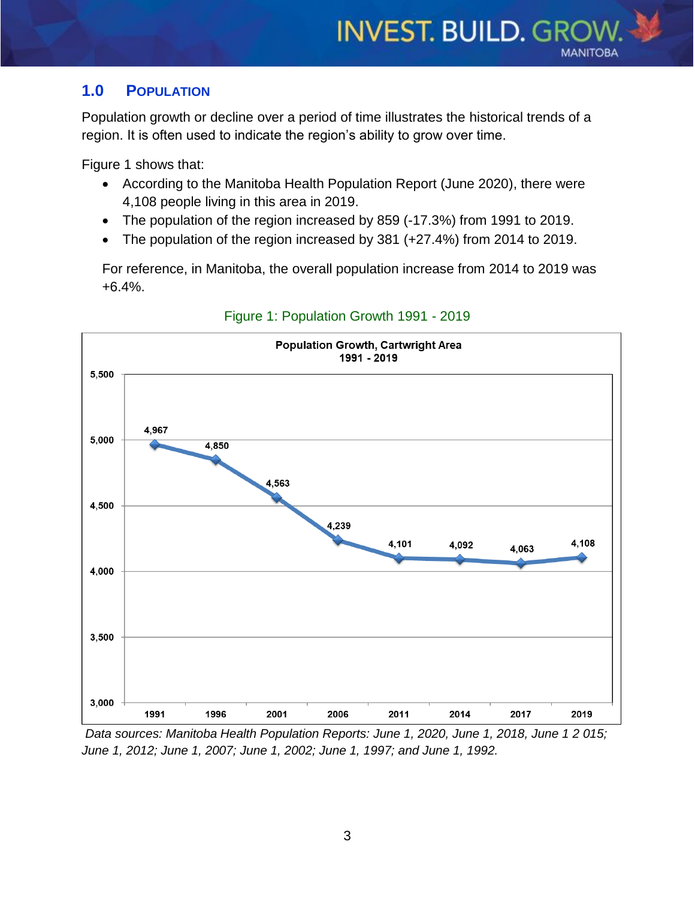## 1.0 POPULATION

Population growth or decline over a period of time illustrates the historical trends of a region. It is often used to indicate the region's ability to grow over time.

Figure 1 shows that:

- According to the Manitoba Health Population Report (June 2020), there were 4,108 people living in this area in 2019.
- The population of the region increased by 859 (-17.3%) from 1991 to 2019.
- The population of the region increased by 381 (+27.4%) from 2014 to 2019.

For reference, in Manitoba, the overall population increase from 2014 to 2019 was +6.4%.

Figure 1: Population Growth 1991 - 2019

**Population Growth, Cartwright Area 1991 - 2019**

| Year | Population |
|---|---|
| 1991 | 4,967 |
| 1996 | 4,850 |
| 2001 | 4,563 |
| 2006 | 4,239 |
| 2011 | 4,101 |
| 2014 | 4,092 |
| 2017 | 4,063 |
| 2019 | 4,108 |

*Data sources: Manitoba Health Population Reports: June 1, 2020, June 1, 2018, June 1 2 015; June 1, 2012; June 1, 2007; June 1, 2002; June 1, 1997; and June 1, 1992.*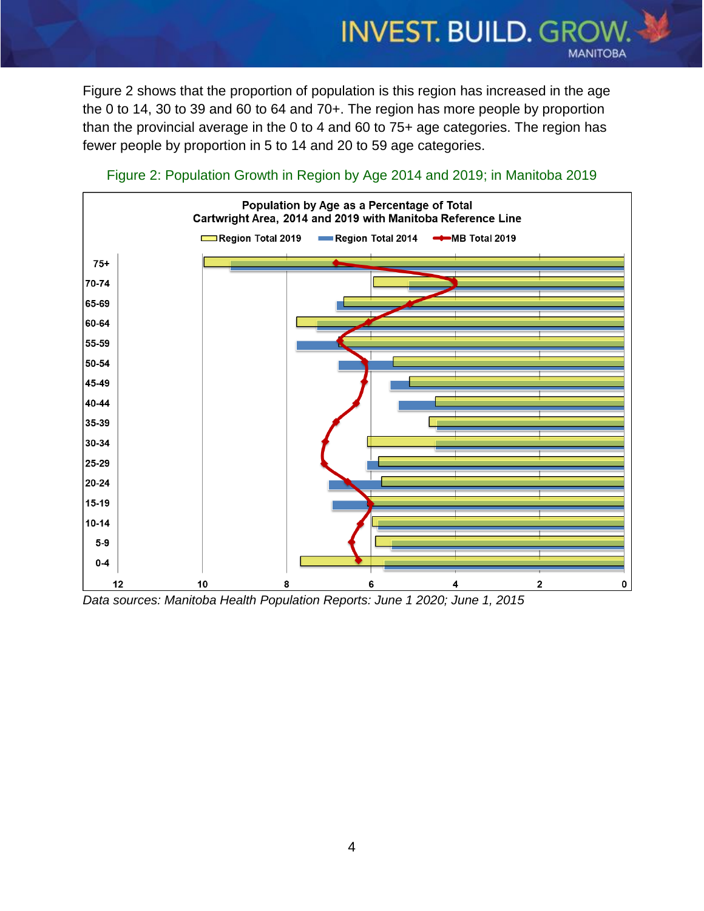Figure 2 shows that the proportion of population is this region has increased in the age the 0 to 14, 30 to 39 and 60 to 64 and 70+. The region has more people by proportion than the provincial average in the 0 to 4 and 60 to 75+ age categories. The region has fewer people by proportion in 5 to 14 and 20 to 59 age categories.

Figure 2: Population Growth in Region by Age 2014 and 2019; in Manitoba 2019

*Data sources: Manitoba Health Population Reports: June 1 2020; June 1, 2015*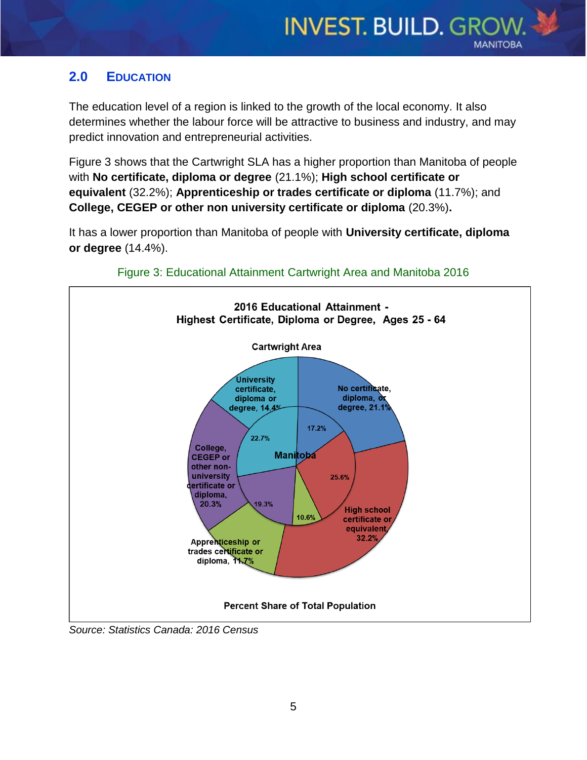## 2.0 EDUCATION

The education level of a region is linked to the growth of the local economy. It also determines whether the labour force will be attractive to business and industry, and may predict innovation and entrepreneurial activities.

Figure 3 shows that the Cartwright SLA has a higher proportion than Manitoba of people with **No certificate, diploma or degree** (21.1%); **High school certificate or equivalent** (32.2%); **Apprenticeship or trades certificate or diploma** (11.7%); and **College, CEGEP or other non university certificate or diploma** (20.3%)**.**

It has a lower proportion than Manitoba of people with **University certificate, diploma or degree** (14.4%).

Figure 3: Educational Attainment Cartwright Area and Manitoba 2016

**2016 Educational Attainment - Highest Certificate, Diploma or Degree, Ages 25 - 64**

| Highest Certificate, Diploma or Degree | Cartwright Area | Manitoba |
|---|---|---|
| No certificate, diploma, or degree | 21.1% | 17.2% |
| High school certificate or equivalent | 32.2% | 25.6% |
| Apprenticeship or trades certificate or diploma | 11.7% | 10.6% |
| College, CEGEP or other non-university certificate or diploma | 20.3% | 19.3% |
| University certificate, diploma or degree | 14.4% | 22.7% |

Percent Share of Total Population

*Source: Statistics Canada: 2016 Census*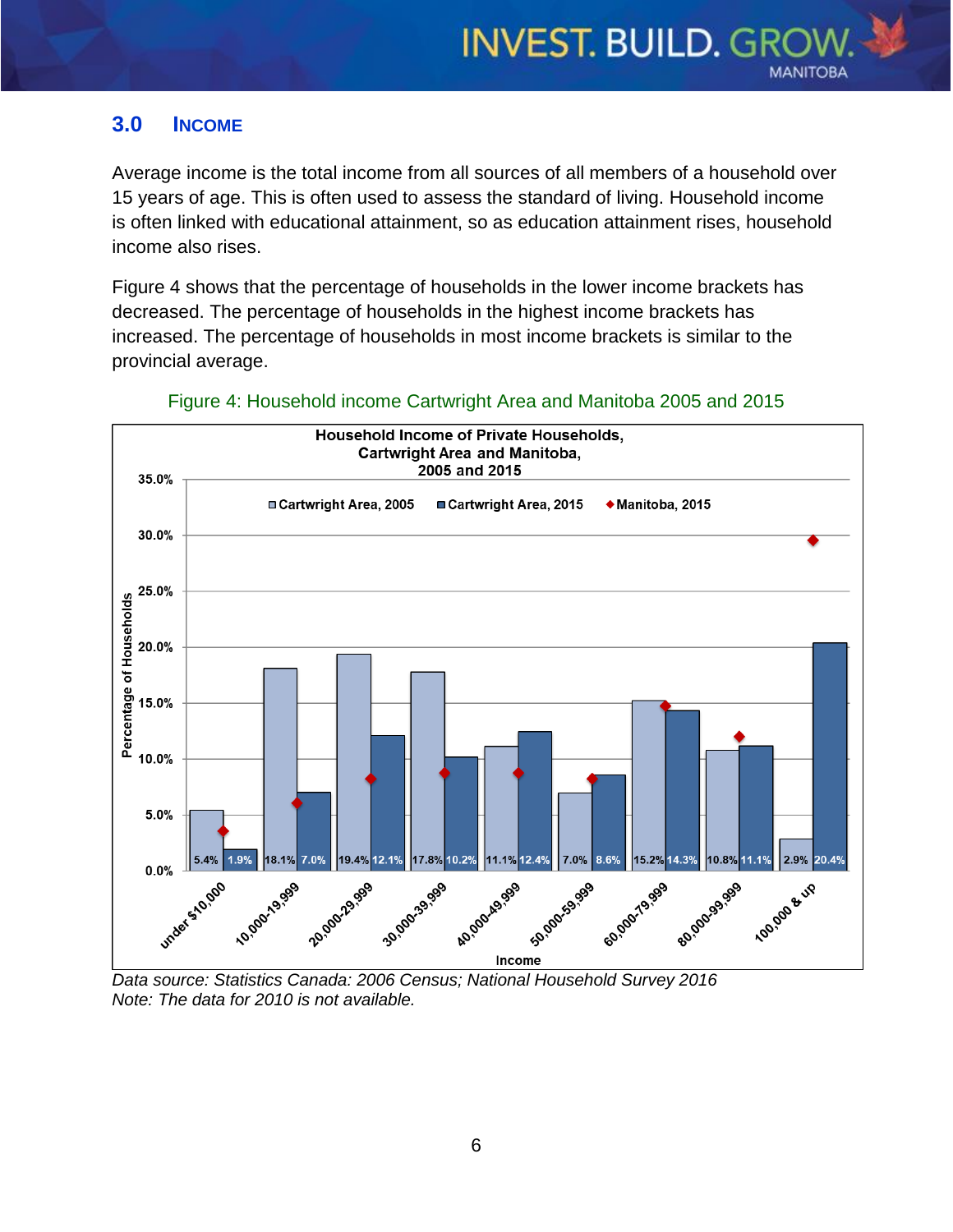## 3.0 INCOME

Average income is the total income from all sources of all members of a household over 15 years of age. This is often used to assess the standard of living. Household income is often linked with educational attainment, so as education attainment rises, household income also rises.

Figure 4 shows that the percentage of households in the lower income brackets has decreased. The percentage of households in the highest income brackets has increased. The percentage of households in most income brackets is similar to the provincial average.

Figure 4: Household income Cartwright Area and Manitoba 2005 and 2015

**Household Income of Private Households, Cartwright Area and Manitoba, 2005 and 2015**

| Income | Cartwright Area, 2005 | Cartwright Area, 2015 |
|---|---|---|
| under $10,000 | 5.4% | 1.9% |
| 10,000-19,999 | 18.1% | 7.0% |
| 20,000-29,999 | 19.4% | 12.1% |
| 30,000-39,999 | 17.8% | 10.2% |
| 40,000-49,999 | 11.1% | 12.4% |
| 50,000-59,999 | 7.0% | 8.6% |
| 60,000-79,999 | 15.2% | 14.3% |
| 80,000-99,999 | 10.8% | 11.1% |
| 100,000 & up | 2.9% | 20.4% |

*Data source: Statistics Canada: 2006 Census; National Household Survey 2016*
*Note: The data for 2010 is not available.*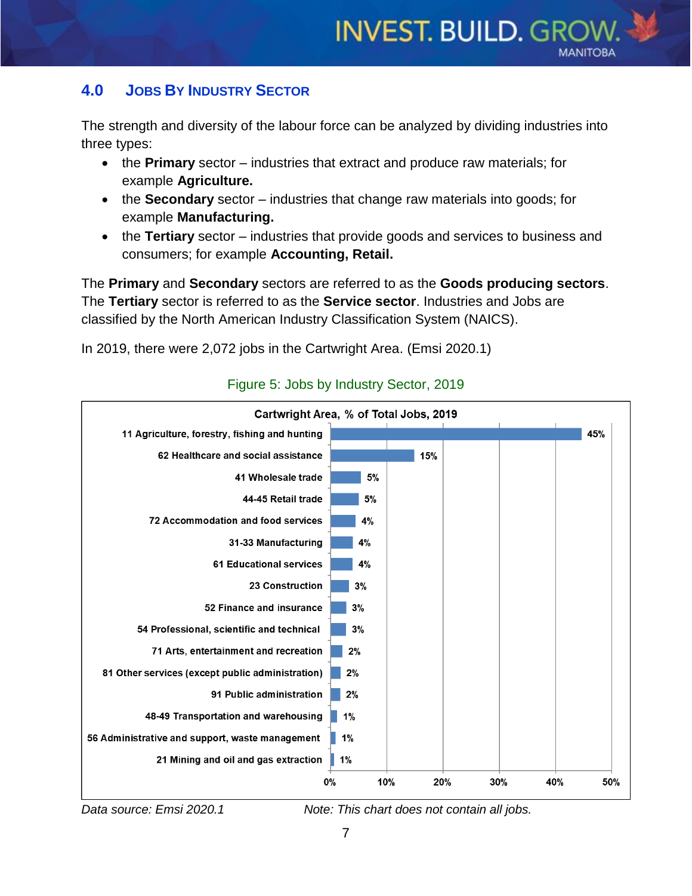## 4.0 JOBS BY INDUSTRY SECTOR

The strength and diversity of the labour force can be analyzed by dividing industries into three types:

- the **Primary** sector – industries that extract and produce raw materials; for example **Agriculture.**
- the **Secondary** sector – industries that change raw materials into goods; for example **Manufacturing.**
- the **Tertiary** sector – industries that provide goods and services to business and consumers; for example **Accounting, Retail.**

The **Primary** and **Secondary** sectors are referred to as the **Goods producing sectors**. The **Tertiary** sector is referred to as the **Service sector**. Industries and Jobs are classified by the North American Industry Classification System (NAICS).

In 2019, there were 2,072 jobs in the Cartwright Area. (Emsi 2020.1)

Figure 5: Jobs by Industry Sector, 2019

**Cartwright Area, % of Total Jobs, 2019**

| Industry | % of Total Jobs |
|---|---|
| 11 Agriculture, forestry, fishing and hunting | 45% |
| 62 Healthcare and social assistance | 15% |
| 41 Wholesale trade | 5% |
| 44-45 Retail trade | 5% |
| 72 Accommodation and food services | 4% |
| 31-33 Manufacturing | 4% |
| 61 Educational services | 4% |
| 23 Construction | 3% |
| 52 Finance and insurance | 3% |
| 54 Professional, scientific and technical | 3% |
| 71 Arts, entertainment and recreation | 2% |
| 81 Other services (except public administration) | 2% |
| 91 Public administration | 2% |
| 48-49 Transportation and warehousing | 1% |
| 56 Administrative and support, waste management | 1% |
| 21 Mining and oil and gas extraction | 1% |

*Data source: Emsi 2020.1*

*Note: This chart does not contain all jobs.*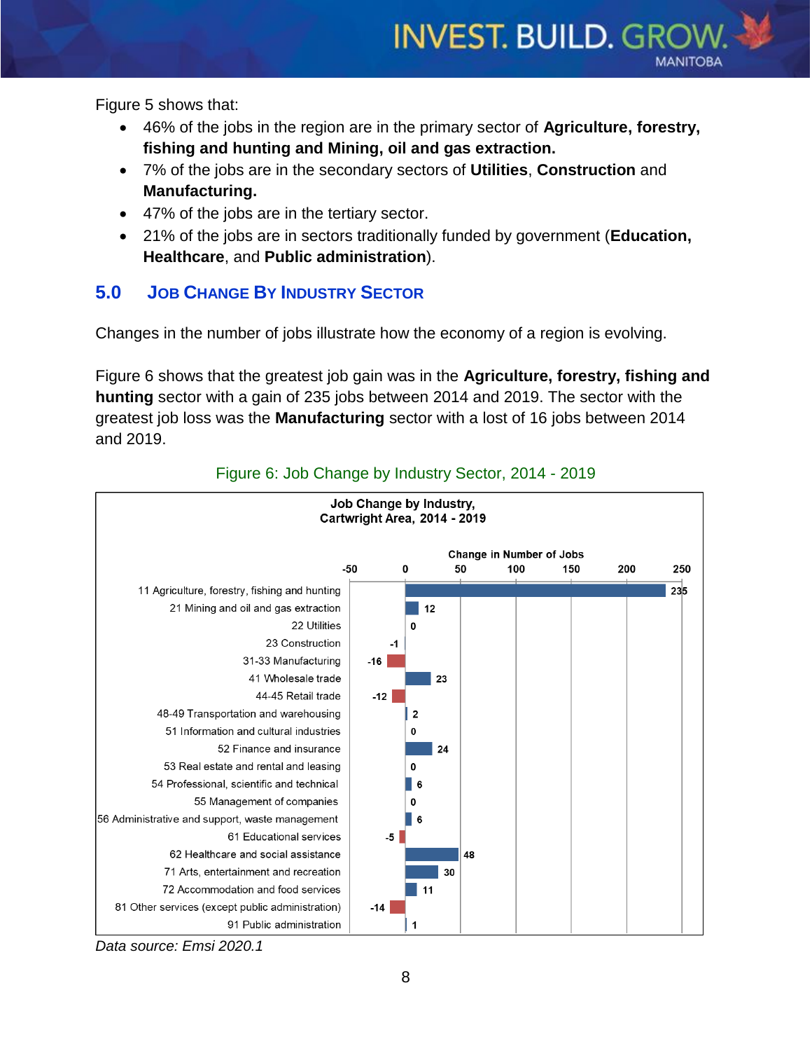Figure 5 shows that:

- 46% of the jobs in the region are in the primary sector of **Agriculture, forestry, fishing and hunting and Mining, oil and gas extraction.**
- 7% of the jobs are in the secondary sectors of **Utilities**, **Construction** and **Manufacturing.**
- 47% of the jobs are in the tertiary sector.
- 21% of the jobs are in sectors traditionally funded by government (**Education, Healthcare**, and **Public administration**).

## 5.0 Job Change By Industry Sector

Changes in the number of jobs illustrate how the economy of a region is evolving.

Figure 6 shows that the greatest job gain was in the **Agriculture, forestry, fishing and hunting** sector with a gain of 235 jobs between 2014 and 2019. The sector with the greatest job loss was the **Manufacturing** sector with a lost of 16 jobs between 2014 and 2019.

Figure 6: Job Change by Industry Sector, 2014 - 2019

**Job Change by Industry, Cartwright Area, 2014 - 2019**

| Industry | Change in Number of Jobs |
|---|---|
| 11 Agriculture, forestry, fishing and hunting | 235 |
| 21 Mining and oil and gas extraction | 12 |
| 22 Utilities | 0 |
| 23 Construction | -1 |
| 31-33 Manufacturing | -16 |
| 41 Wholesale trade | 23 |
| 44-45 Retail trade | -12 |
| 48-49 Transportation and warehousing | 2 |
| 51 Information and cultural industries | 0 |
| 52 Finance and insurance | 24 |
| 53 Real estate and rental and leasing | 0 |
| 54 Professional, scientific and technical | 6 |
| 55 Management of companies | 0 |
| 56 Administrative and support, waste management | 6 |
| 61 Educational services | -5 |
| 62 Healthcare and social assistance | 48 |
| 71 Arts, entertainment and recreation | 30 |
| 72 Accommodation and food services | 11 |
| 81 Other services (except public administration) | -14 |
| 91 Public administration | 1 |

*Data source: Emsi 2020.1*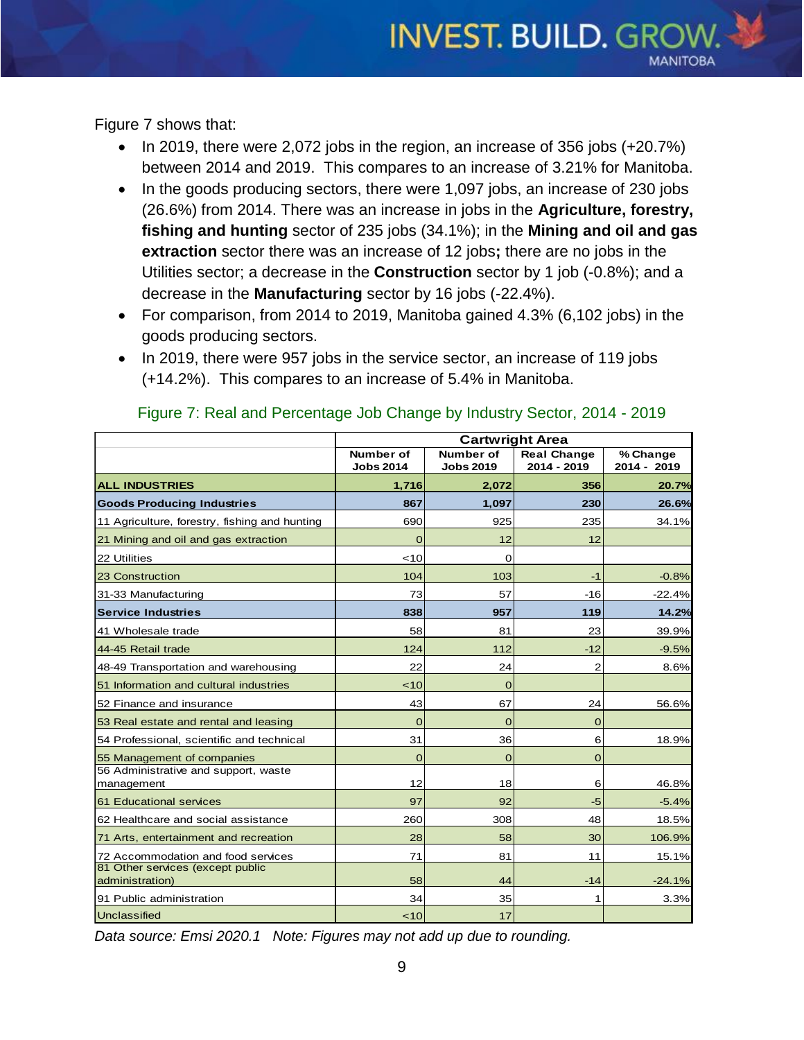Figure 7 shows that:

- In 2019, there were 2,072 jobs in the region, an increase of 356 jobs (+20.7%) between 2014 and 2019. This compares to an increase of 3.21% for Manitoba.
- In the goods producing sectors, there were 1,097 jobs, an increase of 230 jobs (26.6%) from 2014. There was an increase in jobs in the **Agriculture, forestry, fishing and hunting** sector of 235 jobs (34.1%); in the **Mining and oil and gas extraction** sector there was an increase of 12 jobs**;** there are no jobs in the Utilities sector; a decrease in the **Construction** sector by 1 job (-0.8%); and a decrease in the **Manufacturing** sector by 16 jobs (-22.4%).
- For comparison, from 2014 to 2019, Manitoba gained 4.3% (6,102 jobs) in the goods producing sectors.
- In 2019, there were 957 jobs in the service sector, an increase of 119 jobs (+14.2%). This compares to an increase of 5.4% in Manitoba.

Figure 7: Real and Percentage Job Change by Industry Sector, 2014 - 2019

| | Cartwright Area | | | |
|---|---|---|---|---|
| | Number of Jobs 2014 | Number of Jobs 2019 | Real Change 2014 - 2019 | % Change 2014 - 2019 |
| **ALL INDUSTRIES** | **1,716** | **2,072** | **356** | **20.7%** |
| **Goods Producing Industries** | **867** | **1,097** | **230** | **26.6%** |
| 11 Agriculture, forestry, fishing and hunting | 690 | 925 | 235 | 34.1% |
| 21 Mining and oil and gas extraction | 0 | 12 | 12 | |
| 22 Utilities | <10 | 0 | | |
| 23 Construction | 104 | 103 | -1 | -0.8% |
| 31-33 Manufacturing | 73 | 57 | -16 | -22.4% |
| **Service Industries** | **838** | **957** | **119** | **14.2%** |
| 41 Wholesale trade | 58 | 81 | 23 | 39.9% |
| 44-45 Retail trade | 124 | 112 | -12 | -9.5% |
| 48-49 Transportation and warehousing | 22 | 24 | 2 | 8.6% |
| 51 Information and cultural industries | <10 | 0 | | |
| 52 Finance and insurance | 43 | 67 | 24 | 56.6% |
| 53 Real estate and rental and leasing | 0 | 0 | 0 | |
| 54 Professional, scientific and technical | 31 | 36 | 6 | 18.9% |
| 55 Management of companies | 0 | 0 | 0 | |
| 56 Administrative and support, waste management | 12 | 18 | 6 | 46.8% |
| 61 Educational services | 97 | 92 | -5 | -5.4% |
| 62 Healthcare and social assistance | 260 | 308 | 48 | 18.5% |
| 71 Arts, entertainment and recreation | 28 | 58 | 30 | 106.9% |
| 72 Accommodation and food services | 71 | 81 | 11 | 15.1% |
| 81 Other services (except public administration) | 58 | 44 | -14 | -24.1% |
| 91 Public administration | 34 | 35 | 1 | 3.3% |
| Unclassified | <10 | 17 | | |

*Data source: Emsi 2020.1 Note: Figures may not add up due to rounding.*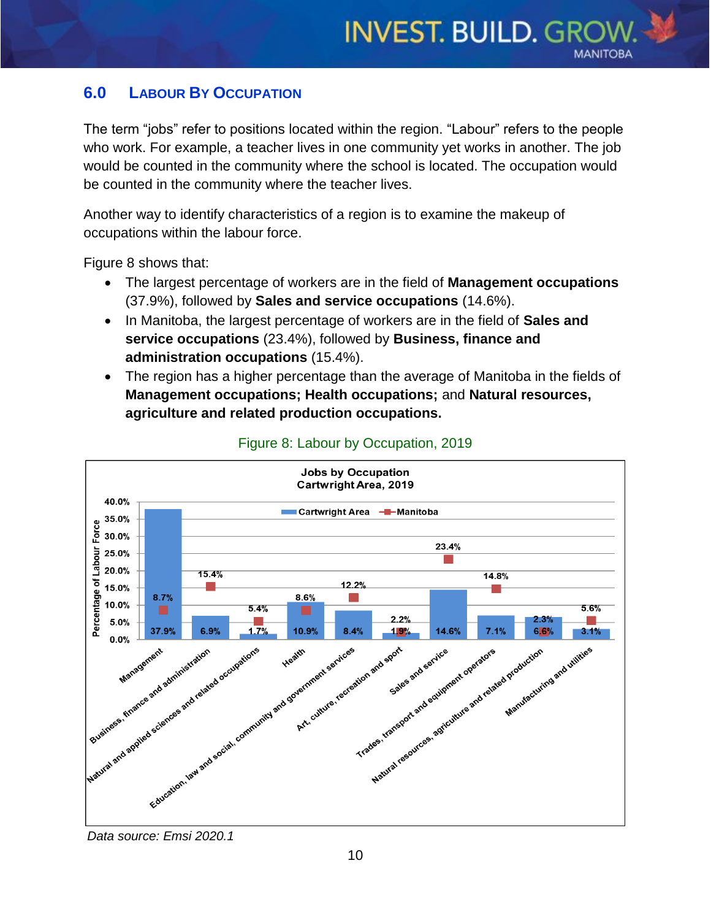## 6.0 LABOUR BY OCCUPATION

The term "jobs" refer to positions located within the region. "Labour" refers to the people who work. For example, a teacher lives in one community yet works in another. The job would be counted in the community where the school is located. The occupation would be counted in the community where the teacher lives.

Another way to identify characteristics of a region is to examine the makeup of occupations within the labour force.

Figure 8 shows that:

- The largest percentage of workers are in the field of **Management occupations** (37.9%), followed by **Sales and service occupations** (14.6%).
- In Manitoba, the largest percentage of workers are in the field of **Sales and service occupations** (23.4%), followed by **Business, finance and administration occupations** (15.4%).
- The region has a higher percentage than the average of Manitoba in the fields of **Management occupations; Health occupations;** and **Natural resources, agriculture and related production occupations.**

Figure 8: Labour by Occupation, 2019

**Jobs by Occupation — Cartwright Area, 2019**

| Occupation | Cartwright Area | Manitoba |
|---|---|---|
| Management | 37.9% | 8.7% |
| Business, finance and administration | 6.9% | 15.4% |
| Natural and applied sciences and related occupations | 1.7% | 5.4% |
| Health | 10.9% | 8.6% |
| Education, law and social, community and government services | 8.4% | 12.2% |
| Art, culture, recreation and sport | 1.9% | 2.2% |
| Sales and service | 14.6% | 23.4% |
| Trades, transport and equipment operators | 7.1% | 14.8% |
| Natural resources, agriculture and related production | 6.6% | 2.3% |
| Manufacturing and utilities | 3.1% | 5.6% |

*Data source: Emsi 2020.1*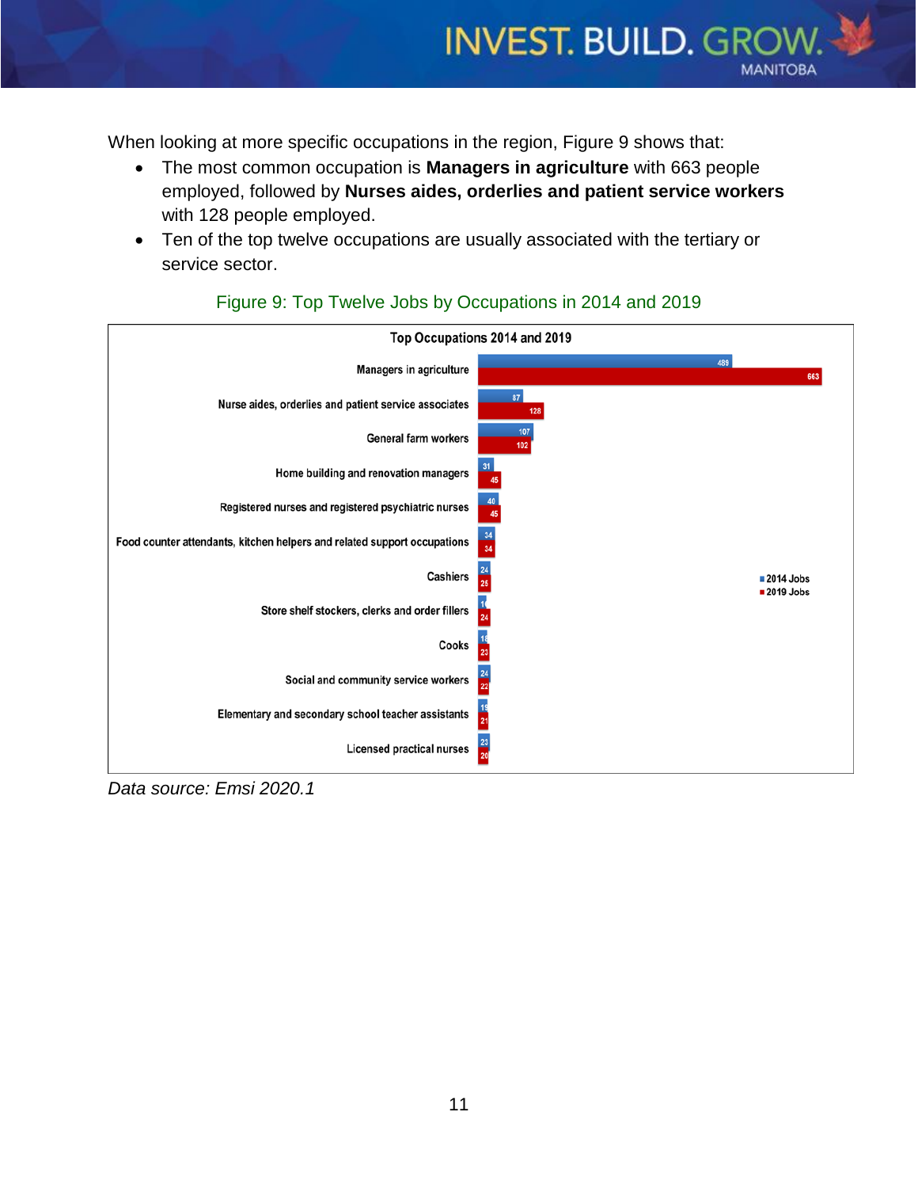When looking at more specific occupations in the region, Figure 9 shows that:

- The most common occupation is **Managers in agriculture** with 663 people employed, followed by **Nurses aides, orderlies and patient service workers** with 128 people employed.
- Ten of the top twelve occupations are usually associated with the tertiary or service sector.

Figure 9: Top Twelve Jobs by Occupations in 2014 and 2019

**Top Occupations 2014 and 2019**

| Occupation | 2014 Jobs | 2019 Jobs |
|---|---|---|
| Managers in agriculture | 489 | 663 |
| Nurse aides, orderlies and patient service associates | 87 | 128 |
| General farm workers | 107 | 102 |
| Home building and renovation managers | 31 | 45 |
| Registered nurses and registered psychiatric nurses | 40 | 45 |
| Food counter attendants, kitchen helpers and related support occupations | 34 | 34 |
| Cashiers | 24 | 25 |
| Store shelf stockers, clerks and order fillers | 16 | 24 |
| Cooks | 18 | 23 |
| Social and community service workers | 24 | 22 |
| Elementary and secondary school teacher assistants | 19 | 21 |
| Licensed practical nurses | 23 | 20 |

*Data source: Emsi 2020.1*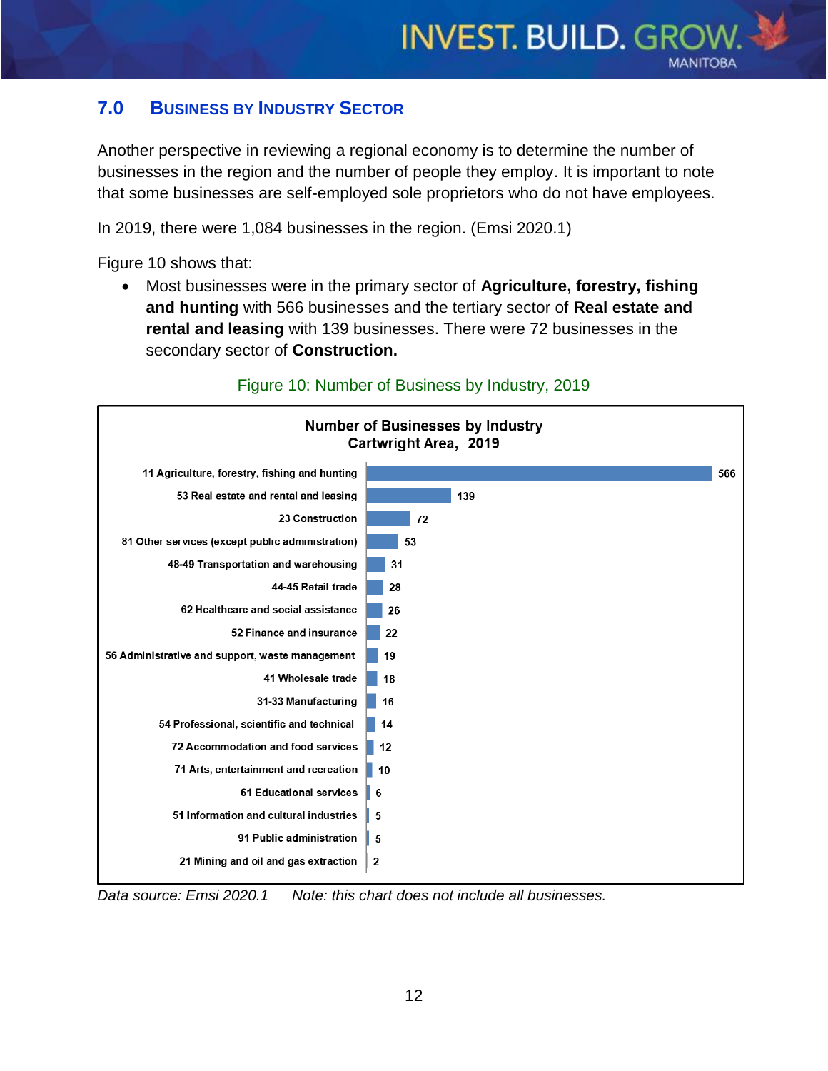## 7.0 Business by Industry Sector

Another perspective in reviewing a regional economy is to determine the number of businesses in the region and the number of people they employ. It is important to note that some businesses are self-employed sole proprietors who do not have employees.

In 2019, there were 1,084 businesses in the region. (Emsi 2020.1)

Figure 10 shows that:

- Most businesses were in the primary sector of **Agriculture, forestry, fishing and hunting** with 566 businesses and the tertiary sector of **Real estate and rental and leasing** with 139 businesses. There were 72 businesses in the secondary sector of **Construction.**

Figure 10: Number of Business by Industry, 2019

**Number of Businesses by Industry**
**Cartwright Area, 2019**

| Industry | Number of Businesses |
|---|---|
| 11 Agriculture, forestry, fishing and hunting | 566 |
| 53 Real estate and rental and leasing | 139 |
| 23 Construction | 72 |
| 81 Other services (except public administration) | 53 |
| 48-49 Transportation and warehousing | 31 |
| 44-45 Retail trade | 28 |
| 62 Healthcare and social assistance | 26 |
| 52 Finance and insurance | 22 |
| 56 Administrative and support, waste management | 19 |
| 41 Wholesale trade | 18 |
| 31-33 Manufacturing | 16 |
| 54 Professional, scientific and technical | 14 |
| 72 Accommodation and food services | 12 |
| 71 Arts, entertainment and recreation | 10 |
| 61 Educational services | 6 |
| 51 Information and cultural industries | 5 |
| 91 Public administration | 5 |
| 21 Mining and oil and gas extraction | 2 |

*Data source: Emsi 2020.1 Note: this chart does not include all businesses.*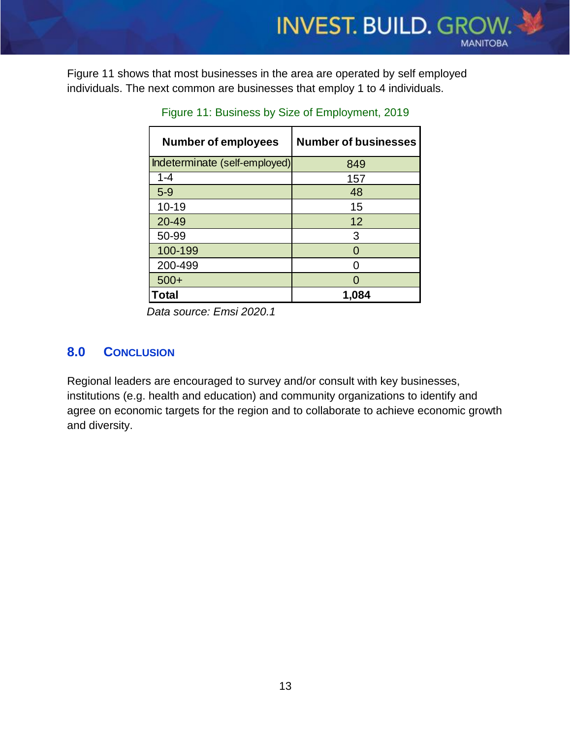Figure 11 shows that most businesses in the area are operated by self employed individuals. The next common are businesses that employ 1 to 4 individuals.

Figure 11: Business by Size of Employment, 2019

| Number of employees | Number of businesses |
|---|---|
| Indeterminate (self-employed) | 849 |
| 1-4 | 157 |
| 5-9 | 48 |
| 10-19 | 15 |
| 20-49 | 12 |
| 50-99 | 3 |
| 100-199 | 0 |
| 200-499 | 0 |
| 500+ | 0 |
| **Total** | **1,084** |

*Data source: Emsi 2020.1*

## 8.0 CONCLUSION

Regional leaders are encouraged to survey and/or consult with key businesses, institutions (e.g. health and education) and community organizations to identify and agree on economic targets for the region and to collaborate to achieve economic growth and diversity.